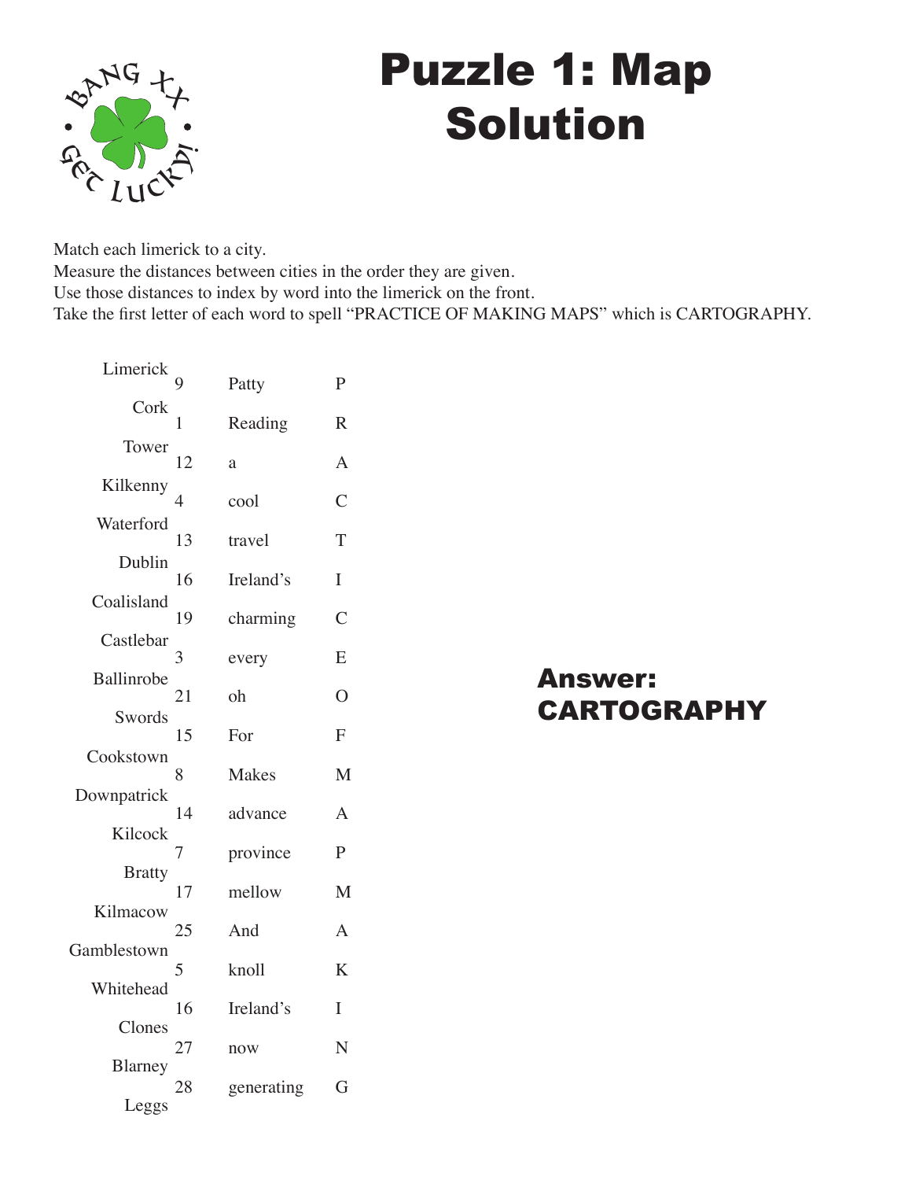# Puzzle 1: Map Solution

Match each limerick to a city.
Measure the distances between cities in the order they are given.
Use those distances to index by word into the limerick on the front.
Take the first letter of each word to spell "PRACTICE OF MAKING MAPS" which is CARTOGRAPHY.

| City | Distance | Word | Letter |
|---|---|---|---|
| Limerick | | | |
| | 9 | Patty | P |
| Cork | | | |
| | 1 | Reading | R |
| Tower | | | |
| | 12 | a | A |
| Kilkenny | | | |
| | 4 | cool | C |
| Waterford | | | |
| | 13 | travel | T |
| Dublin | | | |
| | 16 | Ireland's | I |
| Coalisland | | | |
| | 19 | charming | C |
| Castlebar | | | |
| | 3 | every | E |
| Ballinrobe | | | |
| | 21 | oh | O |
| Swords | | | |
| | 15 | For | F |
| Cookstown | | | |
| | 8 | Makes | M |
| Downpatrick | | | |
| | 14 | advance | A |
| Kilcock | | | |
| | 7 | province | P |
| Bratty | | | |
| | 17 | mellow | M |
| Kilmacow | | | |
| | 25 | And | A |
| Gamblestown | | | |
| | 5 | knoll | K |
| Whitehead | | | |
| | 16 | Ireland's | I |
| Clones | | | |
| | 27 | now | N |
| Blarney | | | |
| | 28 | generating | G |
| Leggs | | | |

## Answer: CARTOGRAPHY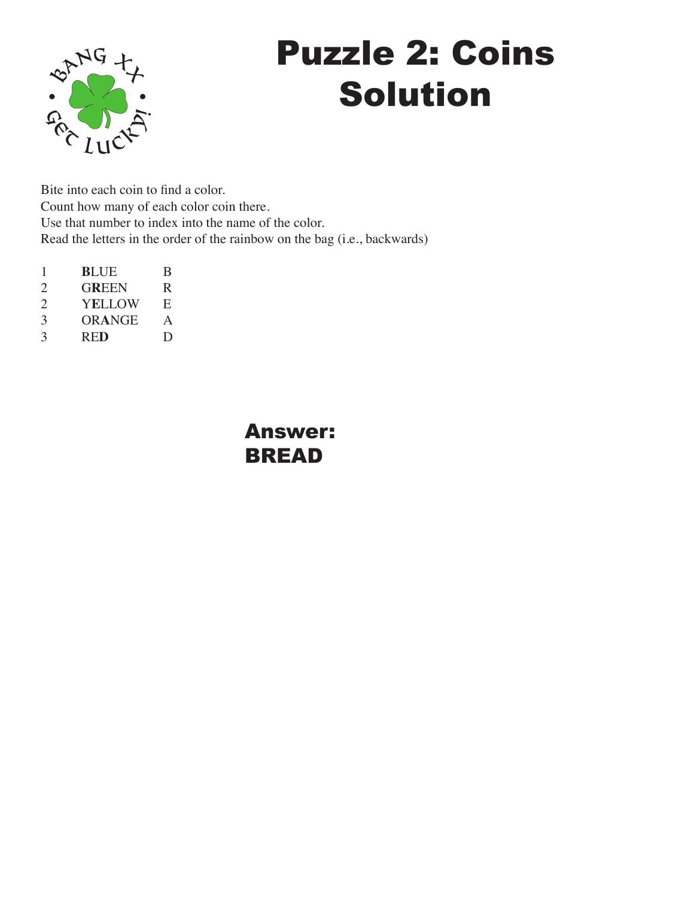# Puzzle 2: Coins Solution

Bite into each coin to find a color.
Count how many of each color coin there.
Use that number to index into the name of the color.
Read the letters in the order of the rainbow on the bag (i.e., backwards)

| | | |
|---|---|---|
| 1 | **B**LUE | B |
| 2 | G**R**EEN | R |
| 2 | Y**E**LLOW | E |
| 3 | OR**A**NGE | A |
| 3 | RE**D** | D |

**Answer:**
**BREAD**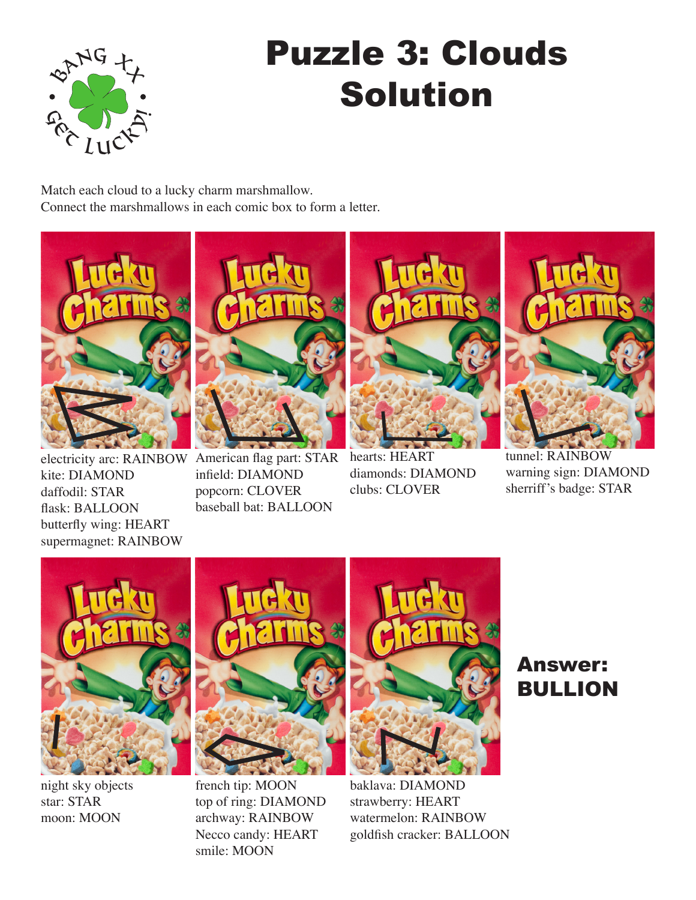# Puzzle 3: Clouds Solution

Match each cloud to a lucky charm marshmallow.
Connect the marshmallows in each comic box to form a letter.

electricity arc: RAINBOW
kite: DIAMOND
daffodil: STAR
flask: BALLOON
butterfly wing: HEART
supermagnet: RAINBOW

American flag part: STAR
infield: DIAMOND
popcorn: CLOVER
baseball bat: BALLOON

hearts: HEART
diamonds: DIAMOND
clubs: CLOVER

tunnel: RAINBOW
warning sign: DIAMOND
sherriff's badge: STAR

night sky objects
star: STAR
moon: MOON

french tip: MOON
top of ring: DIAMOND
archway: RAINBOW
Necco candy: HEART
smile: MOON

baklava: DIAMOND
strawberry: HEART
watermelon: RAINBOW
goldfish cracker: BALLOON

## Answer: BULLION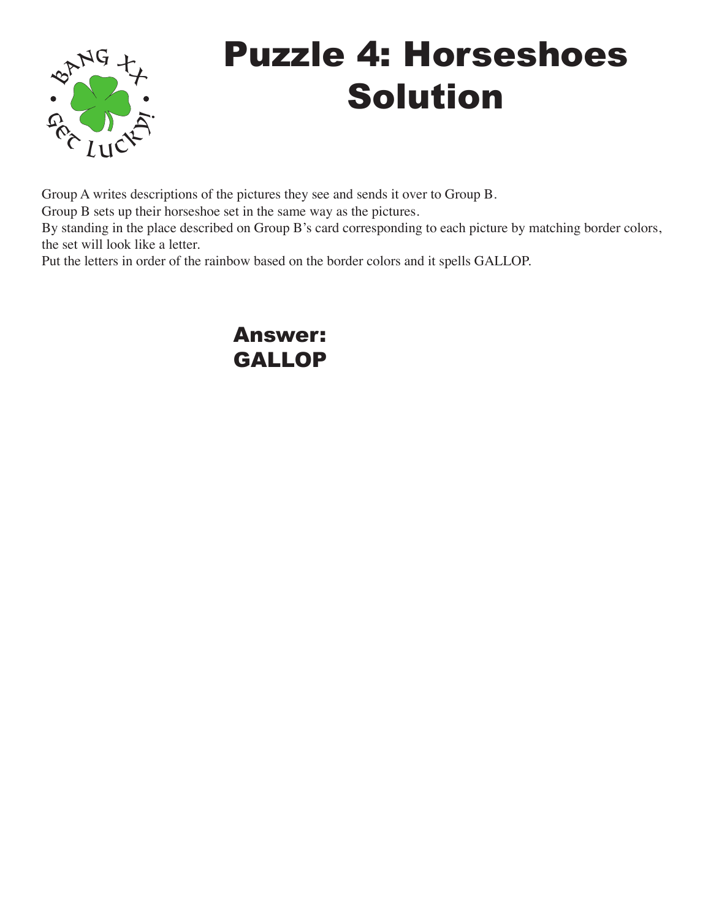# Puzzle 4: Horseshoes Solution

Group A writes descriptions of the pictures they see and sends it over to Group B.
Group B sets up their horseshoe set in the same way as the pictures.
By standing in the place described on Group B's card corresponding to each picture by matching border colors, the set will look like a letter.
Put the letters in order of the rainbow based on the border colors and it spells GALLOP.

**Answer:**
**GALLOP**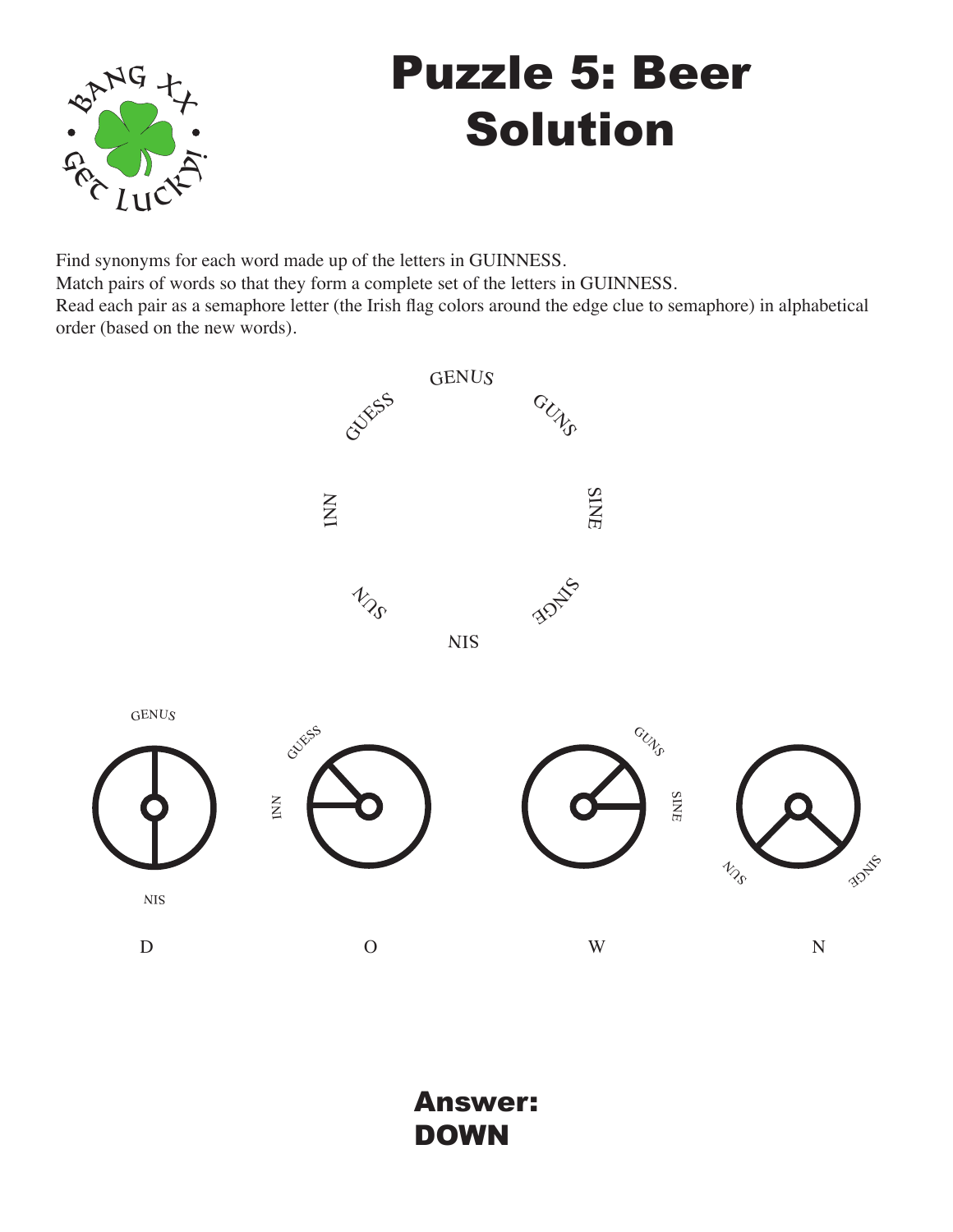# Puzzle 5: Beer Solution

Find synonyms for each word made up of the letters in GUINNESS.
Match pairs of words so that they form a complete set of the letters in GUINNESS.
Read each pair as a semaphore letter (the Irish flag colors around the edge clue to semaphore) in alphabetical order (based on the new words).

GENUS

GUESS GUNS

INN SINE

SUN SINGE

NIS

GENUS / NIS — D

GUESS / INN — O

GUNS / SINE — W

SUN / SINGE — N

**Answer:**
**DOWN**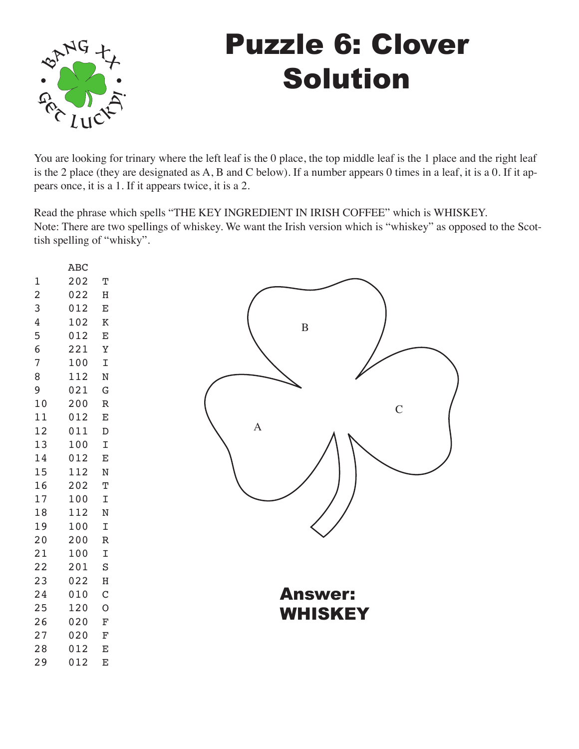# Puzzle 6: Clover Solution

BANG XX • GET LUCKY! •

You are looking for trinary where the left leaf is the 0 place, the top middle leaf is the 1 place and the right leaf is the 2 place (they are designated as A, B and C below). If a number appears 0 times in a leaf, it is a 0. If it appears once, it is a 1. If it appears twice, it is a 2.

Read the phrase which spells "THE KEY INGREDIENT IN IRISH COFFEE" which is WHISKEY.
Note: There are two spellings of whiskey. We want the Irish version which is "whiskey" as opposed to the Scottish spelling of "whisky".

| | ABC | |
|---|---|---|
| 1 | 202 | T |
| 2 | 022 | H |
| 3 | 012 | E |
| 4 | 102 | K |
| 5 | 012 | E |
| 6 | 221 | Y |
| 7 | 100 | I |
| 8 | 112 | N |
| 9 | 021 | G |
| 10 | 200 | R |
| 11 | 012 | E |
| 12 | 011 | D |
| 13 | 100 | I |
| 14 | 012 | E |
| 15 | 112 | N |
| 16 | 202 | T |
| 17 | 100 | I |
| 18 | 112 | N |
| 19 | 100 | I |
| 20 | 200 | R |
| 21 | 100 | I |
| 22 | 201 | S |
| 23 | 022 | H |
| 24 | 010 | C |
| 25 | 120 | O |
| 26 | 020 | F |
| 27 | 020 | F |
| 28 | 012 | E |
| 29 | 012 | E |

B

A

C

## Answer: WHISKEY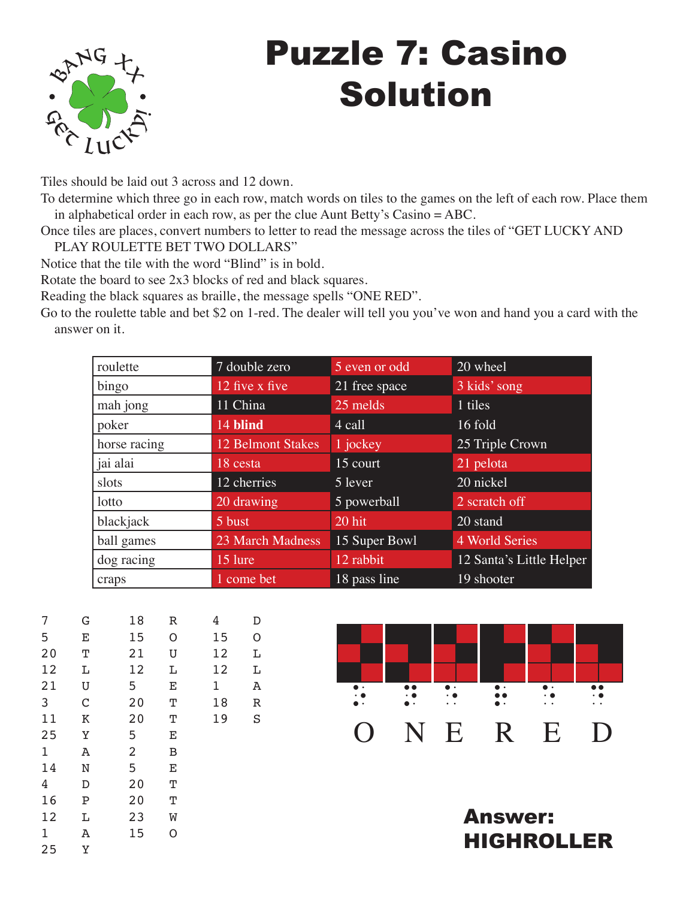# Puzzle 7: Casino Solution

BANG XX • GET LUCKY! •

Tiles should be laid out 3 across and 12 down.

To determine which three go in each row, match words on tiles to the games on the left of each row. Place them in alphabetical order in each row, as per the clue Aunt Betty's Casino = ABC.

Once tiles are places, convert numbers to letter to read the message across the tiles of "GET LUCKY AND PLAY ROULETTE BET TWO DOLLARS"

Notice that the tile with the word "Blind" is in bold.

Rotate the board to see 2x3 blocks of red and black squares.

Reading the black squares as braille, the message spells "ONE RED".

Go to the roulette table and bet $2 on 1-red. The dealer will tell you you've won and hand you a card with the answer on it.

| | | | |
|---|---|---|---|
| roulette | 7 double zero | 5 even or odd | 20 wheel |
| bingo | 12 five x five | 21 free space | 3 kids' song |
| mah jong | 11 China | 25 melds | 1 tiles |
| poker | 14 **blind** | 4 call | 16 fold |
| horse racing | 12 Belmont Stakes | 1 jockey | 25 Triple Crown |
| jai alai | 18 cesta | 15 court | 21 pelota |
| slots | 12 cherries | 5 lever | 20 nickel |
| lotto | 20 drawing | 5 powerball | 2 scratch off |
| blackjack | 5 bust | 20 hit | 20 stand |
| ball games | 23 March Madness | 15 Super Bowl | 4 World Series |
| dog racing | 15 lure | 12 rabbit | 12 Santa's Little Helper |
| craps | 1 come bet | 18 pass line | 19 shooter |

```
7   G     18  R     4   D
5   E     15  O     15  O
20  T     21  U     12  L
12  L     12  L     12  L
21  U     5   E     1   A
3   C     20  T     18  R
11  K     20  T     19  S
25  Y     5   E
1   A     2   B
14  N     5   E
4   D     20  T
16  P     20  T
12  L     23  W
1   A     15  O
25  Y
```

O N E R E D

**Answer: HIGHROLLER**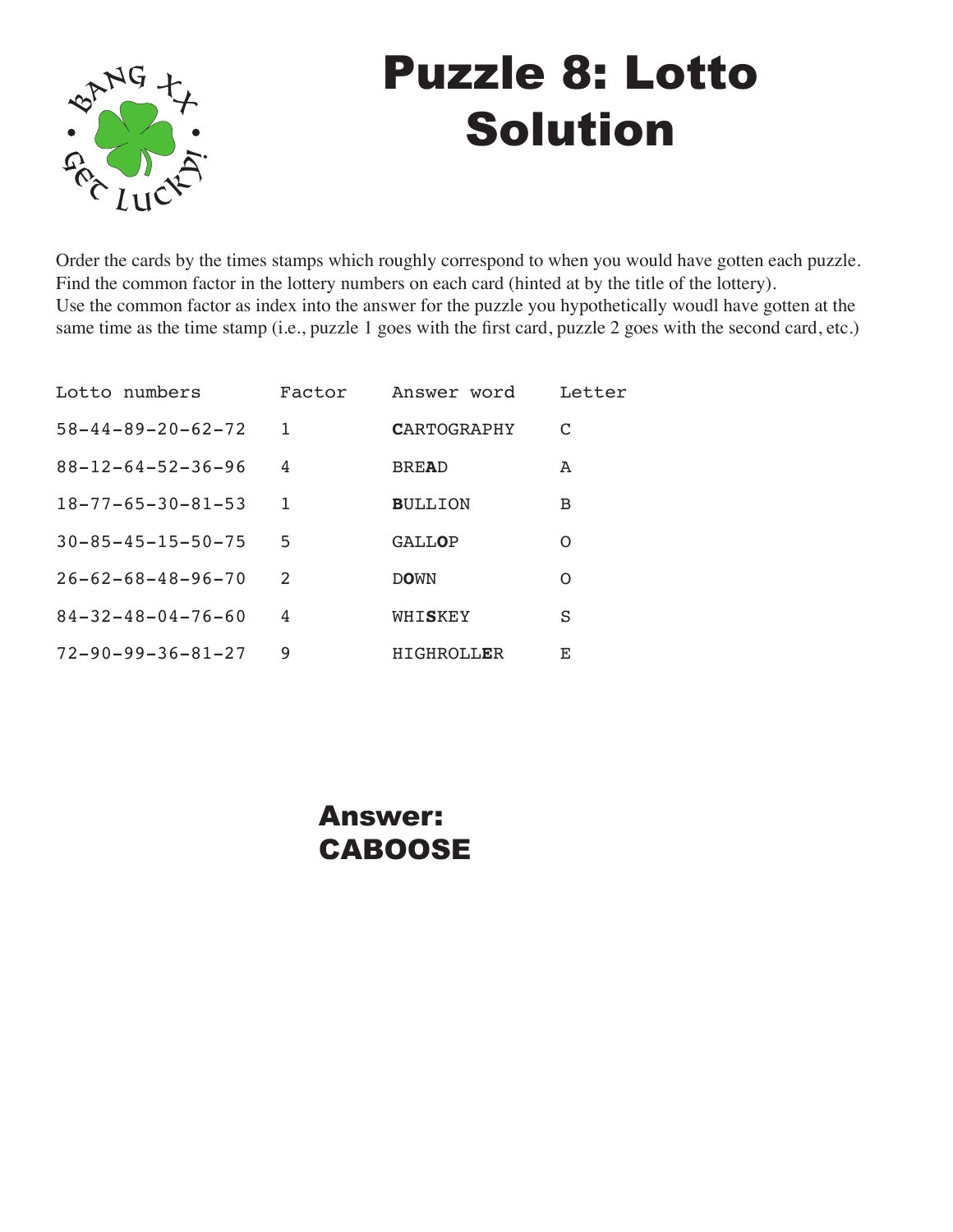# Puzzle 8: Lotto Solution

BANG XX • GET LUCKY! •

Order the cards by the times stamps which roughly correspond to when you would have gotten each puzzle. Find the common factor in the lottery numbers on each card (hinted at by the title of the lottery). Use the common factor as index into the answer for the puzzle you hypothetically woudl have gotten at the same time as the time stamp (i.e., puzzle 1 goes with the first card, puzzle 2 goes with the second card, etc.)

| Lotto numbers | Factor | Answer word | Letter |
|---|---|---|---|
| 58-44-89-20-62-72 | 1 | **C**ARTOGRAPHY | C |
| 88-12-64-52-36-96 | 4 | BRE**A**D | A |
| 18-77-65-30-81-53 | 1 | **B**ULLION | B |
| 30-85-45-15-50-75 | 5 | GALL**O**P | O |
| 26-62-68-48-96-70 | 2 | D**O**WN | O |
| 84-32-48-04-76-60 | 4 | WHI**S**KEY | S |
| 72-90-99-36-81-27 | 9 | HIGHROLL**E**R | E |

## Answer: CABOOSE